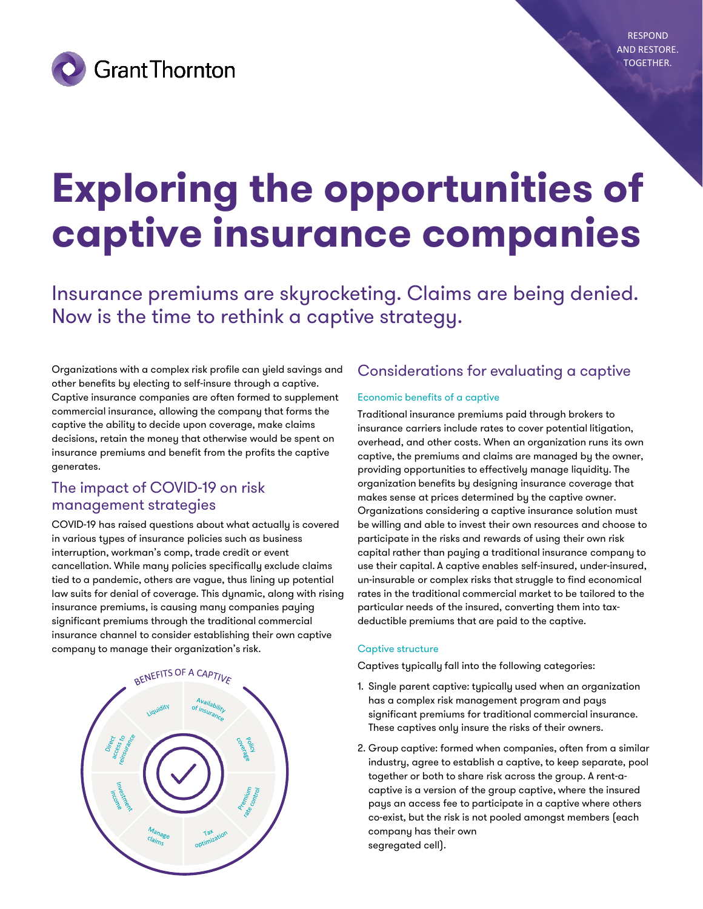RESPOND AND RESTORE. TOGETHER.

# Exploring the opportunities of captive insurance companies

Insurance premiums are skyrocketing. Claims are being denied. Now is the time to rethink a captive strategy.

Organizations with a complex risk profile can yield savings and other benefits by electing to self-insure through a captive. Captive insurance companies are often formed to supplement commercial insurance, allowing the company that forms the captive the ability to decide upon coverage, make claims decisions, retain the money that otherwise would be spent on insurance premiums and benefit from the profits the captive generates.

## The impact of COVID-19 on risk management strategies

COVID-19 has raised questions about what actually is covered in various types of insurance policies such as business interruption, workman's comp, trade credit or event cancellation. While many policies specifically exclude claims tied to a pandemic, others are vague, thus lining up potential law suits for denial of coverage. This dynamic, along with rising insurance premiums, is causing many companies paying significant premiums through the traditional commercial insurance channel to consider establishing their own captive company to manage their organization's risk.

BENEFITS OF A CAPTIVE

- Liquidity
- Availability of insurance
- Policy coverage
- Premium rate control
- Tax optimization
- Manage claims
- Investment income
- Direct access to reinsurance

## Considerations for evaluating a captive

### Economic benefits of a captive

Traditional insurance premiums paid through brokers to insurance carriers include rates to cover potential litigation, overhead, and other costs. When an organization runs its own captive, the premiums and claims are managed by the owner, providing opportunities to effectively manage liquidity. The organization benefits by designing insurance coverage that makes sense at prices determined by the captive owner. Organizations considering a captive insurance solution must be willing and able to invest their own resources and choose to participate in the risks and rewards of using their own risk capital rather than paying a traditional insurance company to use their capital. A captive enables self-insured, under-insured, un-insurable or complex risks that struggle to find economical rates in the traditional commercial market to be tailored to the particular needs of the insured, converting them into tax-deductible premiums that are paid to the captive.

### Captive structure

Captives typically fall into the following categories:

1. Single parent captive: typically used when an organization has a complex risk management program and pays significant premiums for traditional commercial insurance. These captives only insure the risks of their owners.
2. Group captive: formed when companies, often from a similar industry, agree to establish a captive, to keep separate, pool together or both to share risk across the group. A rent-a-captive is a version of the group captive, where the insured pays an access fee to participate in a captive where others co-exist, but the risk is not pooled amongst members (each company has their own segregated cell).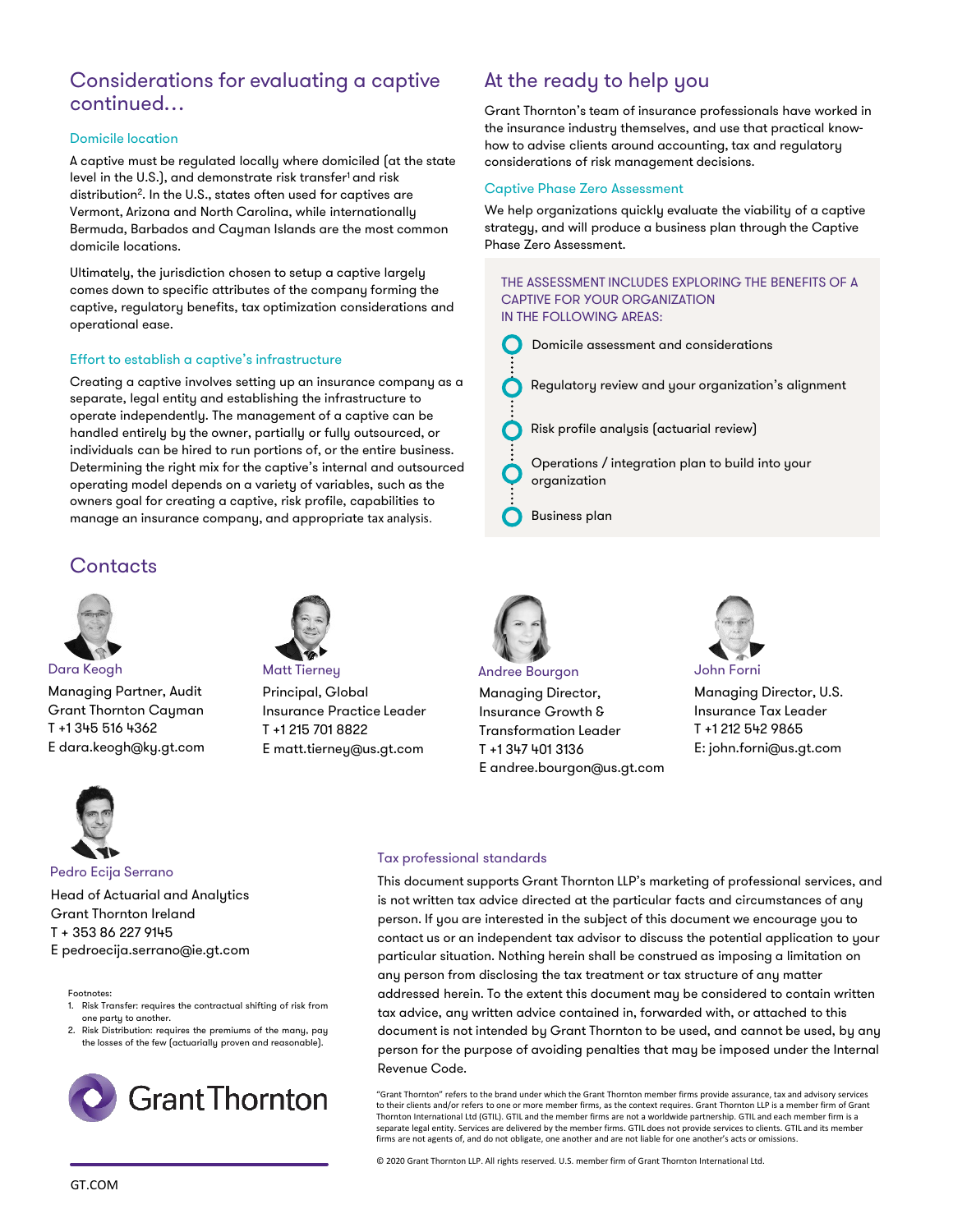## Considerations for evaluating a captive continued…

### Domicile location

A captive must be regulated locally where domiciled (at the state level in the U.S.), and demonstrate risk transfer[1] and risk distribution[2]. In the U.S., states often used for captives are Vermont, Arizona and North Carolina, while internationally Bermuda, Barbados and Cayman Islands are the most common domicile locations.

Ultimately, the jurisdiction chosen to setup a captive largely comes down to specific attributes of the company forming the captive, regulatory benefits, tax optimization considerations and operational ease.

### Effort to establish a captive's infrastructure

Creating a captive involves setting up an insurance company as a separate, legal entity and establishing the infrastructure to operate independently. The management of a captive can be handled entirely by the owner, partially or fully outsourced, or individuals can be hired to run portions of, or the entire business. Determining the right mix for the captive's internal and outsourced operating model depends on a variety of variables, such as the owners goal for creating a captive, risk profile, capabilities to manage an insurance company, and appropriate tax analysis.

## At the ready to help you

Grant Thornton's team of insurance professionals have worked in the insurance industry themselves, and use that practical know-how to advise clients around accounting, tax and regulatory considerations of risk management decisions.

### Captive Phase Zero Assessment

We help organizations quickly evaluate the viability of a captive strategy, and will produce a business plan through the Captive Phase Zero Assessment.

THE ASSESSMENT INCLUDES EXPLORING THE BENEFITS OF A CAPTIVE FOR YOUR ORGANIZATION IN THE FOLLOWING AREAS:

- Domicile assessment and considerations
- Regulatory review and your organization's alignment
- Risk profile analysis (actuarial review)
- Operations / integration plan to build into your organization
- Business plan

## Contacts

**Dara Keogh**
Managing Partner, Audit
Grant Thornton Cayman
T +1 345 516 4362
E dara.keogh@ky.gt.com

**Matt Tierney**
Principal, Global
Insurance Practice Leader
T +1 215 701 8822
E matt.tierney@us.gt.com

**Andree Bourgon**
Managing Director,
Insurance Growth & Transformation Leader
T +1 347 401 3136
E andree.bourgon@us.gt.com

**John Forni**
Managing Director, U.S.
Insurance Tax Leader
T +1 212 542 9865
E: john.forni@us.gt.com

**Pedro Ecija Serrano**
Head of Actuarial and Analytics
Grant Thornton Ireland
T + 353 86 227 9145
E pedroecija.serrano@ie.gt.com

Footnotes:

1. Risk Transfer: requires the contractual shifting of risk from one party to another.
2. Risk Distribution: requires the premiums of the many, pay the losses of the few (actuarially proven and reasonable).

### Tax professional standards

This document supports Grant Thornton LLP's marketing of professional services, and is not written tax advice directed at the particular facts and circumstances of any person. If you are interested in the subject of this document we encourage you to contact us or an independent tax advisor to discuss the potential application to your particular situation. Nothing herein shall be construed as imposing a limitation on any person from disclosing the tax treatment or tax structure of any matter addressed herein. To the extent this document may be considered to contain written tax advice, any written advice contained in, forwarded with, or attached to this document is not intended by Grant Thornton to be used, and cannot be used, by any person for the purpose of avoiding penalties that may be imposed under the Internal Revenue Code.

"Grant Thornton" refers to the brand under which the Grant Thornton member firms provide assurance, tax and advisory services to their clients and/or refers to one or more member firms, as the context requires. Grant Thornton LLP is a member firm of Grant Thornton International Ltd (GTIL). GTIL and the member firms are not a worldwide partnership. GTIL and each member firm is a separate legal entity. Services are delivered by the member firms. GTIL does not provide services to clients. GTIL and its member firms are not agents of, and do not obligate, one another and are not liable for one another's acts or omissions.

© 2020 Grant Thornton LLP. All rights reserved. U.S. member firm of Grant Thornton International Ltd.

Grant Thornton

GT.COM